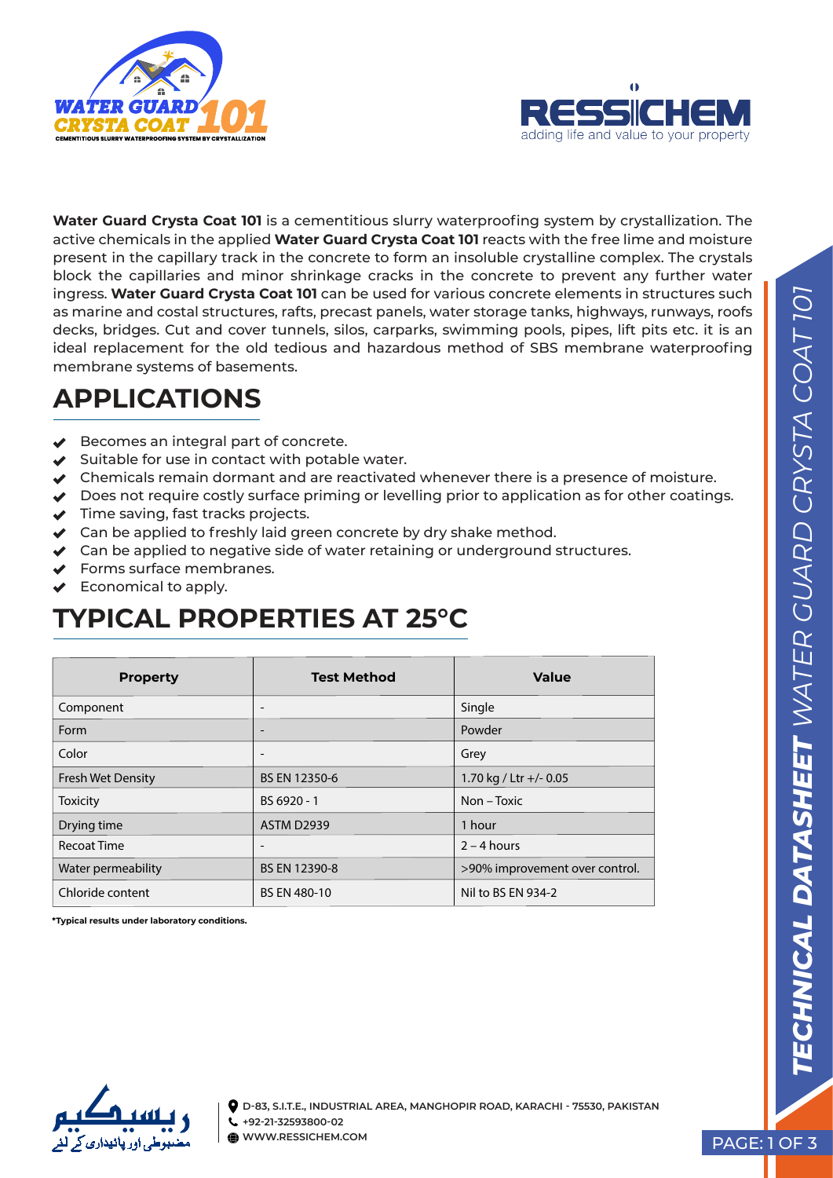**Water Guard Crysta Coat 101** is a cementitious slurry waterproofing system by crystallization. The active chemicals in the applied **Water Guard Crysta Coat 101** reacts with the free lime and moisture present in the capillary track in the concrete to form an insoluble crystalline complex. The crystals block the capillaries and minor shrinkage cracks in the concrete to prevent any further water ingress. **Water Guard Crysta Coat 101** can be used for various concrete elements in structures such as marine and costal structures, rafts, precast panels, water storage tanks, highways, runways, roofs decks, bridges. Cut and cover tunnels, silos, carparks, swimming pools, pipes, lift pits etc. it is an ideal replacement for the old tedious and hazardous method of SBS membrane waterproofing membrane systems of basements.

## APPLICATIONS

- Becomes an integral part of concrete.
- Suitable for use in contact with potable water.
- Chemicals remain dormant and are reactivated whenever there is a presence of moisture.
- Does not require costly surface priming or levelling prior to application as for other coatings.
- Time saving, fast tracks projects.
- Can be applied to freshly laid green concrete by dry shake method.
- Can be applied to negative side of water retaining or underground structures.
- Forms surface membranes.
- Economical to apply.

## TYPICAL PROPERTIES AT 25°C

| Property | Test Method | Value |
|---|---|---|
| Component | - | Single |
| Form | - | Powder |
| Color | - | Grey |
| Fresh Wet Density | BS EN 12350-6 | 1.70 kg / Ltr +/- 0.05 |
| Toxicity | BS 6920 - 1 | Non – Toxic |
| Drying time | ASTM D2939 | 1 hour |
| Recoat Time | - | 2 – 4 hours |
| Water permeability | BS EN 12390-8 | >90% improvement over control. |
| Chloride content | BS EN 480-10 | Nil to BS EN 934-2 |

**\*Typical results under laboratory conditions.**

D-83, S.I.T.E., INDUSTRIAL AREA, MANGHOPIR ROAD, KARACHI - 75530, PAKISTAN
+92-21-32593800-02
WWW.RESSICHEM.COM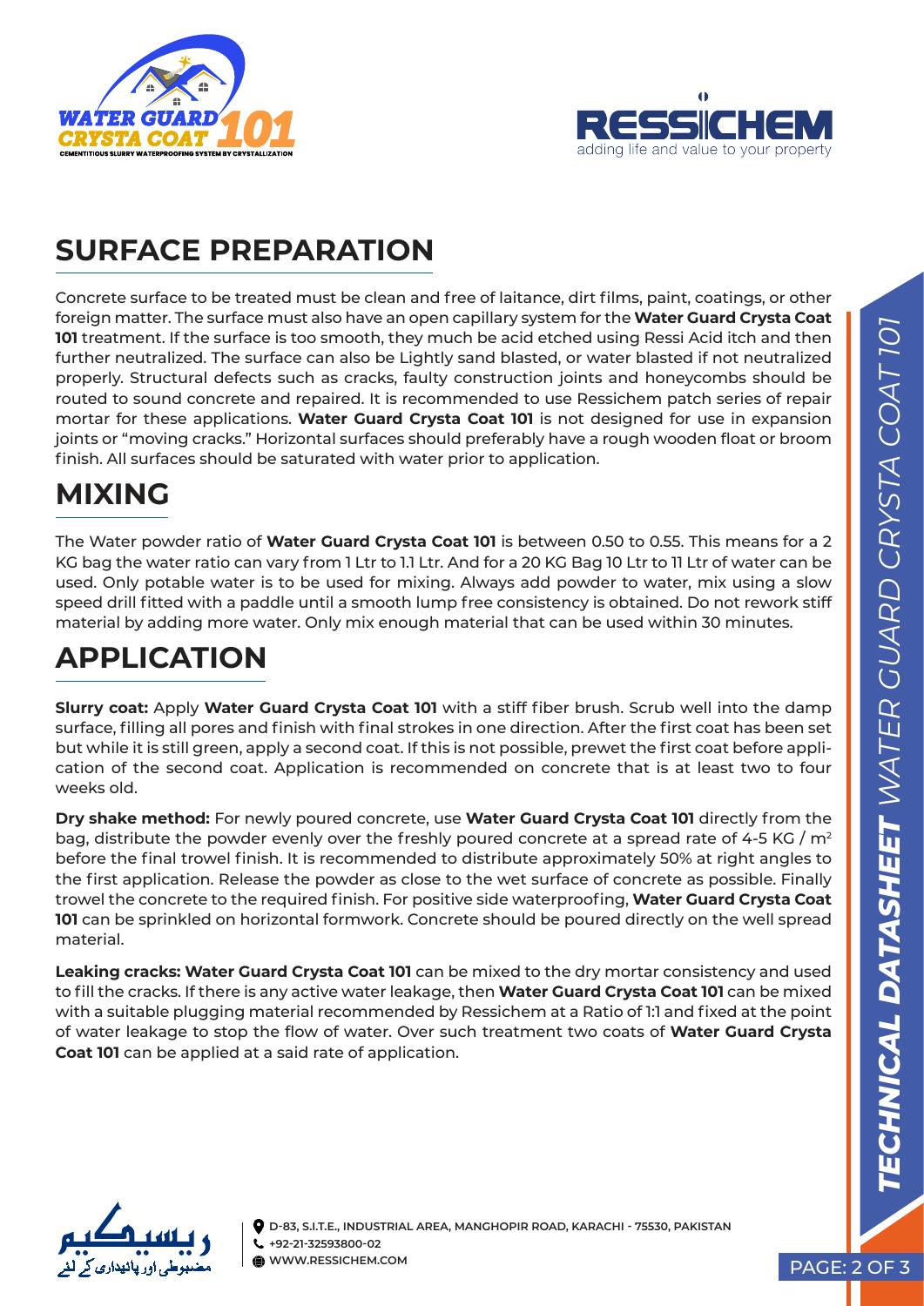## SURFACE PREPARATION

Concrete surface to be treated must be clean and free of laitance, dirt films, paint, coatings, or other foreign matter. The surface must also have an open capillary system for the **Water Guard Crysta Coat 101** treatment. If the surface is too smooth, they much be acid etched using Ressi Acid itch and then further neutralized. The surface can also be Lightly sand blasted, or water blasted if not neutralized properly. Structural defects such as cracks, faulty construction joints and honeycombs should be routed to sound concrete and repaired. It is recommended to use Ressichem patch series of repair mortar for these applications. **Water Guard Crysta Coat 101** is not designed for use in expansion joints or "moving cracks." Horizontal surfaces should preferably have a rough wooden float or broom finish. All surfaces should be saturated with water prior to application.

## MIXING

The Water powder ratio of **Water Guard Crysta Coat 101** is between 0.50 to 0.55. This means for a 2 KG bag the water ratio can vary from 1 Ltr to 1.1 Ltr. And for a 20 KG Bag 10 Ltr to 11 Ltr of water can be used. Only potable water is to be used for mixing. Always add powder to water, mix using a slow speed drill fitted with a paddle until a smooth lump free consistency is obtained. Do not rework stiff material by adding more water. Only mix enough material that can be used within 30 minutes.

## APPLICATION

**Slurry coat:** Apply **Water Guard Crysta Coat 101** with a stiff fiber brush. Scrub well into the damp surface, filling all pores and finish with final strokes in one direction. After the first coat has been set but while it is still green, apply a second coat. If this is not possible, prewet the first coat before application of the second coat. Application is recommended on concrete that is at least two to four weeks old.

**Dry shake method:** For newly poured concrete, use **Water Guard Crysta Coat 101** directly from the bag, distribute the powder evenly over the freshly poured concrete at a spread rate of 4-5 KG / $m^2$ before the final trowel finish. It is recommended to distribute approximately 50% at right angles to the first application. Release the powder as close to the wet surface of concrete as possible. Finally trowel the concrete to the required finish. For positive side waterproofing, **Water Guard Crysta Coat 101** can be sprinkled on horizontal formwork. Concrete should be poured directly on the well spread material.

**Leaking cracks: Water Guard Crysta Coat 101** can be mixed to the dry mortar consistency and used to fill the cracks. If there is any active water leakage, then **Water Guard Crysta Coat 101** can be mixed with a suitable plugging material recommended by Ressichem at a Ratio of 1:1 and fixed at the point of water leakage to stop the flow of water. Over such treatment two coats of **Water Guard Crysta Coat 101** can be applied at a said rate of application.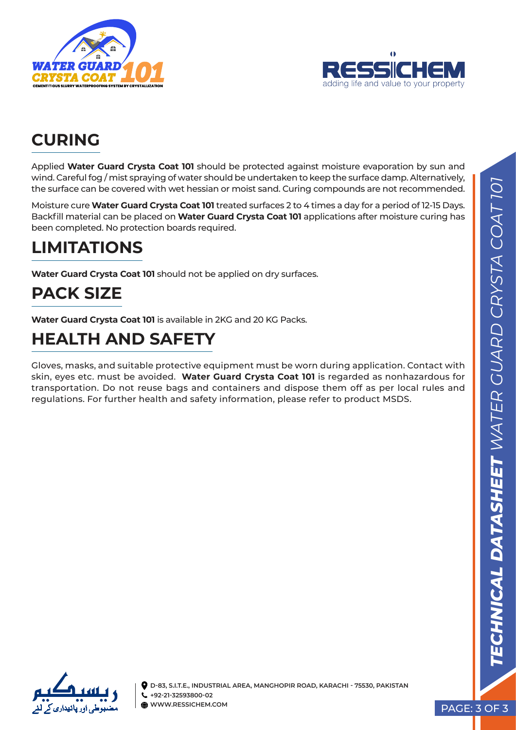## CURING

Applied **Water Guard Crysta Coat 101** should be protected against moisture evaporation by sun and wind. Careful fog / mist spraying of water should be undertaken to keep the surface damp. Alternatively, the surface can be covered with wet hessian or moist sand. Curing compounds are not recommended.

Moisture cure **Water Guard Crysta Coat 101** treated surfaces 2 to 4 times a day for a period of 12-15 Days. Backfill material can be placed on **Water Guard Crysta Coat 101** applications after moisture curing has been completed. No protection boards required.

## LIMITATIONS

**Water Guard Crysta Coat 101** should not be applied on dry surfaces.

## PACK SIZE

**Water Guard Crysta Coat 101** is available in 2KG and 20 KG Packs.

## HEALTH AND SAFETY

Gloves, masks, and suitable protective equipment must be worn during application. Contact with skin, eyes etc. must be avoided. **Water Guard Crysta Coat 101** is regarded as nonhazardous for transportation. Do not reuse bags and containers and dispose them off as per local rules and regulations. For further health and safety information, please refer to product MSDS.